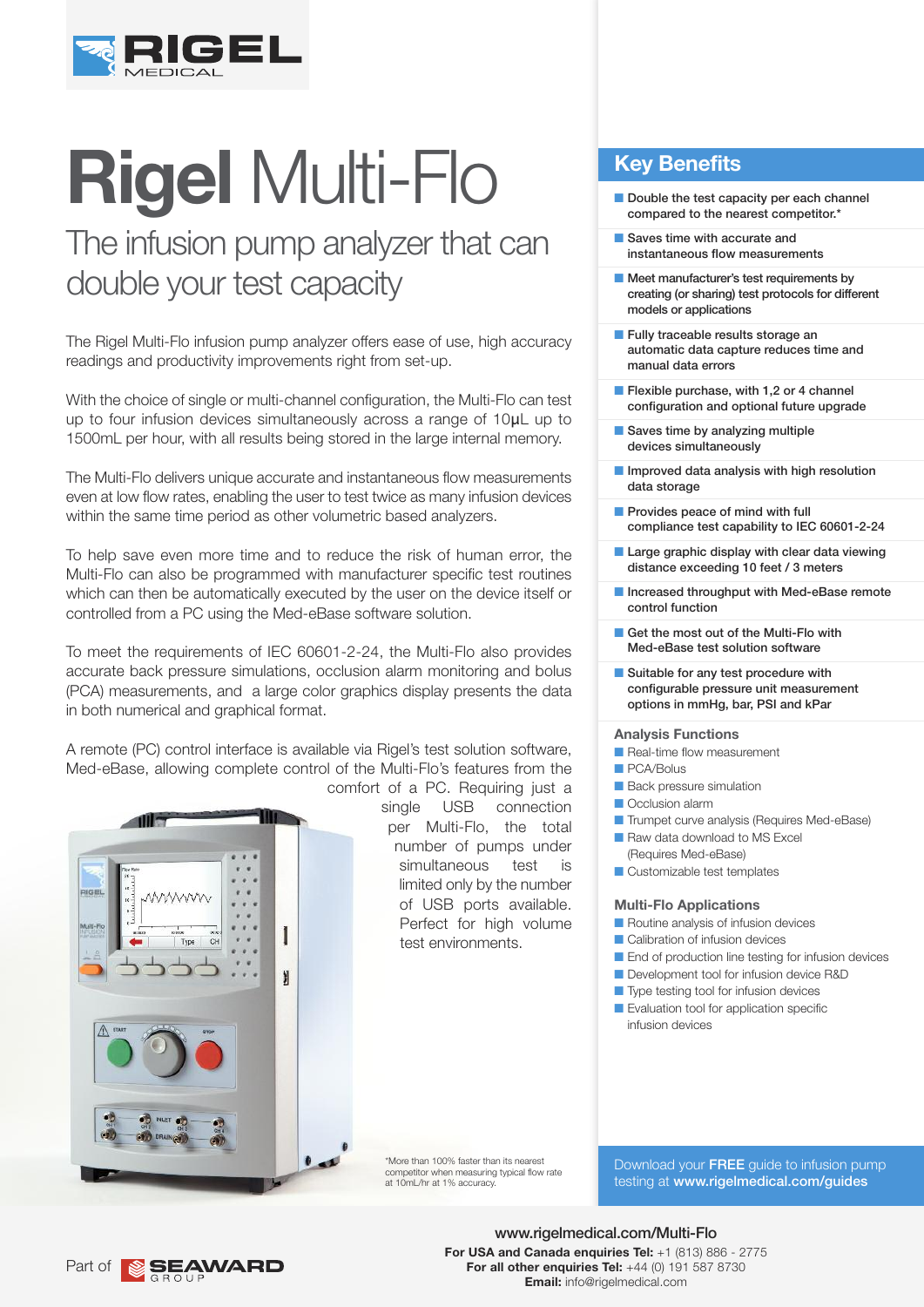# Rigel Multi-Flo

## The infusion pump analyzer that can double your test capacity

The Rigel Multi-Flo infusion pump analyzer offers ease of use, high accuracy readings and productivity improvements right from set-up.

With the choice of single or multi-channel configuration, the Multi-Flo can test up to four infusion devices simultaneously across a range of 10μL up to 1500mL per hour, with all results being stored in the large internal memory.

The Multi-Flo delivers unique accurate and instantaneous flow measurements even at low flow rates, enabling the user to test twice as many infusion devices within the same time period as other volumetric based analyzers.

To help save even more time and to reduce the risk of human error, the Multi-Flo can also be programmed with manufacturer specific test routines which can then be automatically executed by the user on the device itself or controlled from a PC using the Med-eBase software solution.

To meet the requirements of IEC 60601-2-24, the Multi-Flo also provides accurate back pressure simulations, occlusion alarm monitoring and bolus (PCA) measurements, and a large color graphics display presents the data in both numerical and graphical format.

A remote (PC) control interface is available via Rigel's test solution software, Med-eBase, allowing complete control of the Multi-Flo's features from the comfort of a PC. Requiring just a single USB connection per Multi-Flo, the total number of pumps under simultaneous test is limited only by the number of USB ports available. Perfect for high volume test environments.

*More than 100% faster than its nearest competitor when measuring typical flow rate at 10mL/hr at 1% accuracy.

## Key Benefits

- Double the test capacity per each channel compared to the nearest competitor.*
- Saves time with accurate and instantaneous flow measurements
- Meet manufacturer's test requirements by creating (or sharing) test protocols for different models or applications
- Fully traceable results storage an automatic data capture reduces time and manual data errors
- Flexible purchase, with 1,2 or 4 channel configuration and optional future upgrade
- Saves time by analyzing multiple devices simultaneously
- Improved data analysis with high resolution data storage
- Provides peace of mind with full compliance test capability to IEC 60601-2-24
- Large graphic display with clear data viewing distance exceeding 10 feet / 3 meters
- Increased throughput with Med-eBase remote control function
- Get the most out of the Multi-Flo with Med-eBase test solution software
- Suitable for any test procedure with configurable pressure unit measurement options in mmHg, bar, PSI and kPar

### Analysis Functions

- Real-time flow measurement
- PCA/Bolus
- Back pressure simulation
- Occlusion alarm
- Trumpet curve analysis (Requires Med-eBase)
- Raw data download to MS Excel (Requires Med-eBase)
- Customizable test templates

### Multi-Flo Applications

- Routine analysis of infusion devices
- Calibration of infusion devices
- End of production line testing for infusion devices
- Development tool for infusion device R&D
- Type testing tool for infusion devices
- Evaluation tool for application specific infusion devices

Download your **FREE** guide to infusion pump testing at **www.rigelmedical.com/guides**

Part of SEAWARD GROUP

www.rigelmedical.com/Multi-Flo

**For USA and Canada enquiries Tel:** +1 (813) 886 - 2775
**For all other enquiries Tel:** +44 (0) 191 587 8730
**Email:** info@rigelmedical.com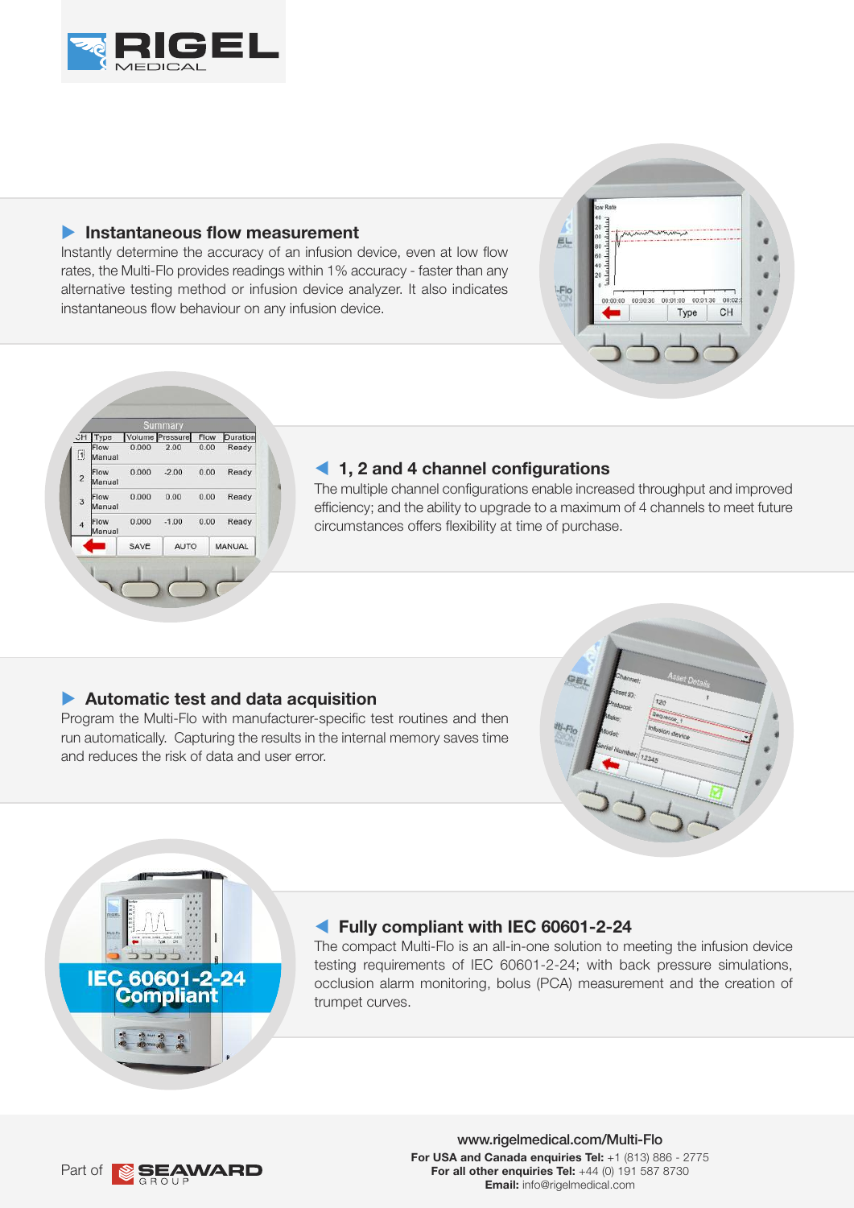### Instantaneous flow measurement

Instantly determine the accuracy of an infusion device, even at low flow rates, the Multi-Flo provides readings within 1% accuracy - faster than any alternative testing method or infusion device analyzer. It also indicates instantaneous flow behaviour on any infusion device.

### 1, 2 and 4 channel configurations

The multiple channel configurations enable increased throughput and improved efficiency; and the ability to upgrade to a maximum of 4 channels to meet future circumstances offers flexibility at time of purchase.

### Automatic test and data acquisition

Program the Multi-Flo with manufacturer-specific test routines and then run automatically. Capturing the results in the internal memory saves time and reduces the risk of data and user error.

### Fully compliant with IEC 60601-2-24

The compact Multi-Flo is an all-in-one solution to meeting the infusion device testing requirements of IEC 60601-2-24; with back pressure simulations, occlusion alarm monitoring, bolus (PCA) measurement and the creation of trumpet curves.

Part of SEAWARD GROUP

www.rigelmedical.com/Multi-Flo

**For USA and Canada enquiries Tel:** +1 (813) 886 - 2775
**For all other enquiries Tel:** +44 (0) 191 587 8730
**Email:** info@rigelmedical.com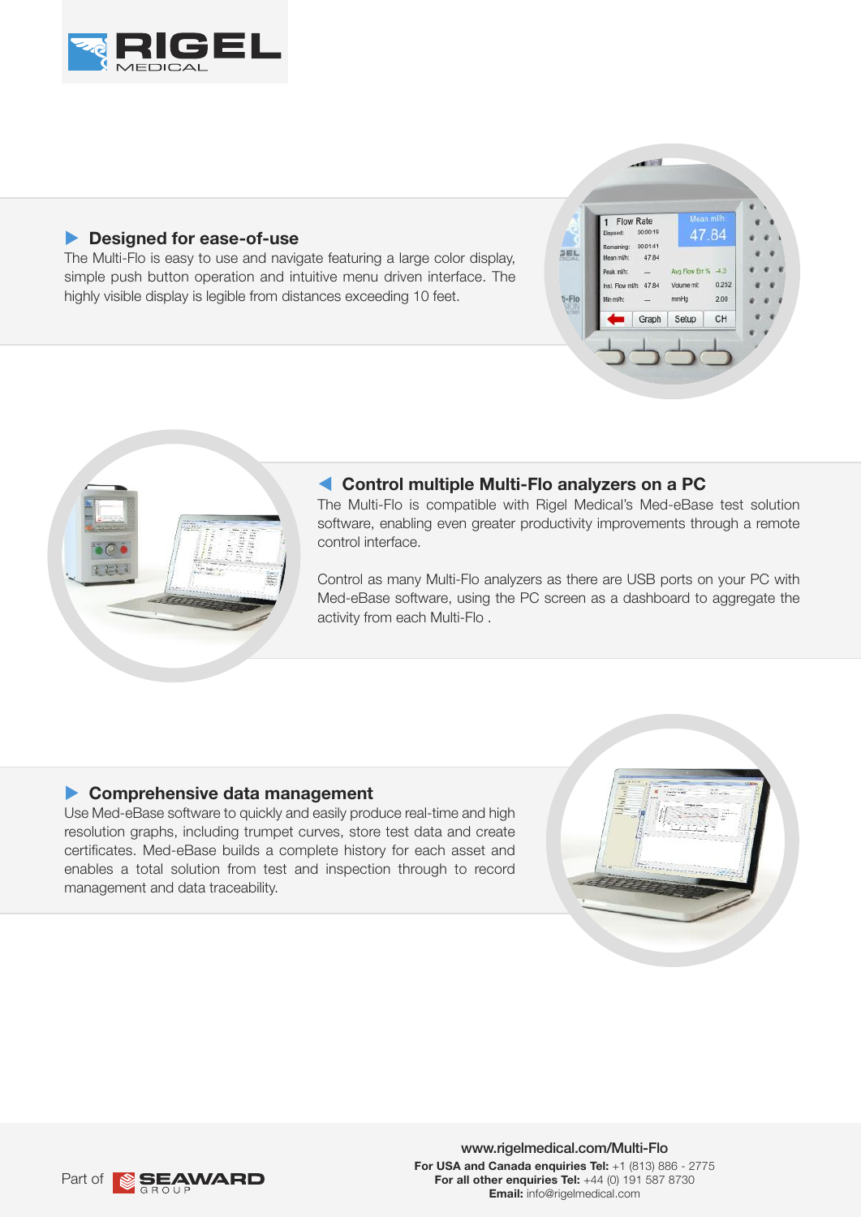## Designed for ease-of-use

The Multi-Flo is easy to use and navigate featuring a large color display, simple push button operation and intuitive menu driven interface. The highly visible display is legible from distances exceeding 10 feet.

## Control multiple Multi-Flo analyzers on a PC

The Multi-Flo is compatible with Rigel Medical's Med-eBase test solution software, enabling even greater productivity improvements through a remote control interface.

Control as many Multi-Flo analyzers as there are USB ports on your PC with Med-eBase software, using the PC screen as a dashboard to aggregate the activity from each Multi-Flo .

## Comprehensive data management

Use Med-eBase software to quickly and easily produce real-time and high resolution graphs, including trumpet curves, store test data and create certificates. Med-eBase builds a complete history for each asset and enables a total solution from test and inspection through to record management and data traceability.

Part of SEAWARD GROUP

www.rigelmedical.com/Multi-Flo

**For USA and Canada enquiries Tel:** +1 (813) 886 - 2775
**For all other enquiries Tel:** +44 (0) 191 587 8730
**Email:** info@rigelmedical.com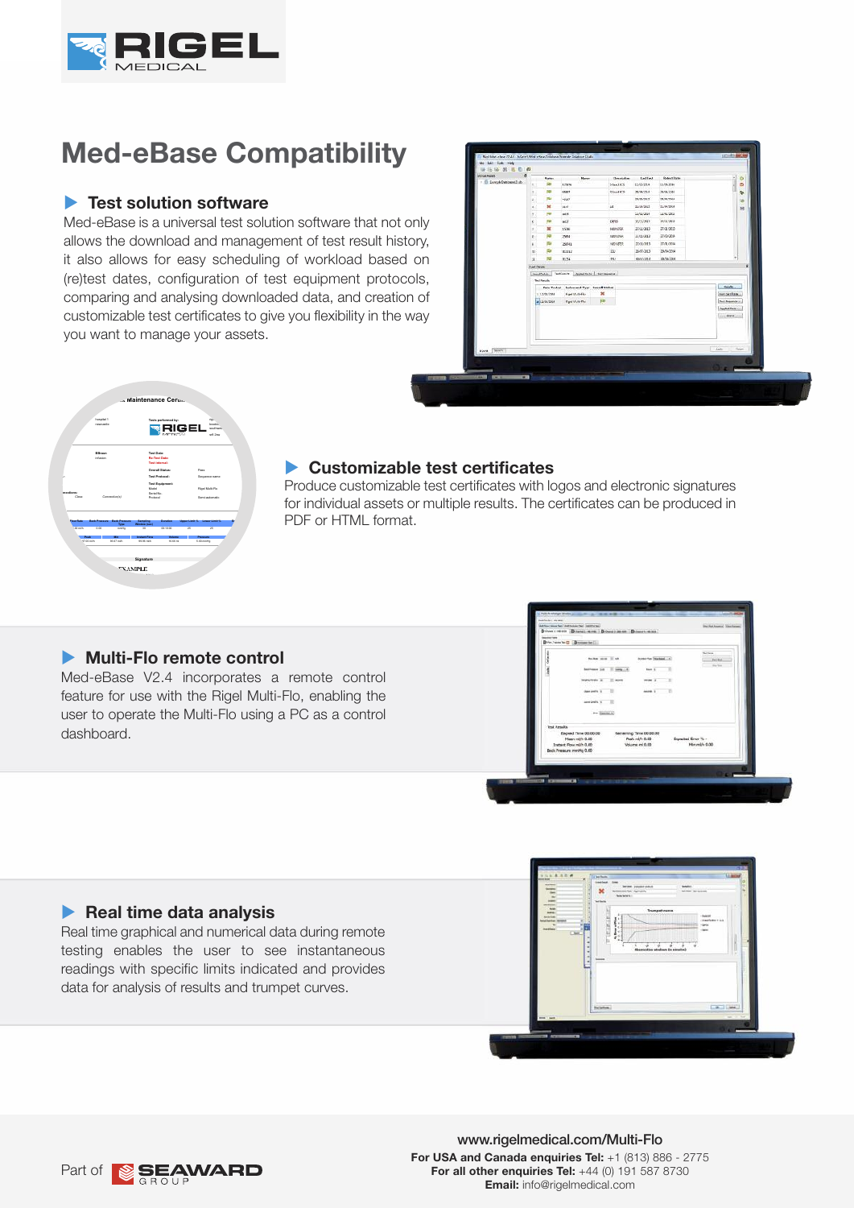# Med-eBase Compatibility

## Test solution software

Med-eBase is a universal test solution software that not only allows the download and management of test result history, it also allows for easy scheduling of workload based on (re)test dates, configuration of test equipment protocols, comparing and analysing downloaded data, and creation of customizable test certificates to give you flexibility in the way you want to manage your assets.

## Customizable test certificates

Produce customizable test certificates with logos and electronic signatures for individual assets or multiple results. The certificates can be produced in PDF or HTML format.

## Multi-Flo remote control

Med-eBase V2.4 incorporates a remote control feature for use with the Rigel Multi-Flo, enabling the user to operate the Multi-Flo using a PC as a control dashboard.

## Real time data analysis

Real time graphical and numerical data during remote testing enables the user to see instantaneous readings with specific limits indicated and provides data for analysis of results and trumpet curves.

Part of SEAWARD GROUP

www.rigelmedical.com/Multi-Flo

**For USA and Canada enquiries Tel:** +1 (813) 886 - 2775
**For all other enquiries Tel:** +44 (0) 191 587 8730
**Email:** info@rigelmedical.com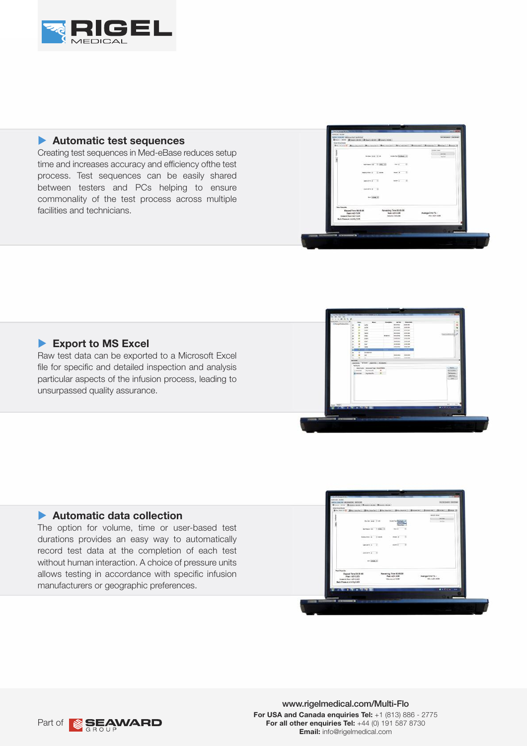## Automatic test sequences

Creating test sequences in Med-eBase reduces setup time and increases accuracy and efficiency ofthe test process. Test sequences can be easily shared between testers and PCs helping to ensure commonality of the test process across multiple facilities and technicians.

## Export to MS Excel

Raw test data can be exported to a Microsoft Excel file for specific and detailed inspection and analysis particular aspects of the infusion process, leading to unsurpassed quality assurance.

## Automatic data collection

The option for volume, time or user-based test durations provides an easy way to automatically record test data at the completion of each test without human interaction. A choice of pressure units allows testing in accordance with specific infusion manufacturers or geographic preferences.

Part of SEAWARD GROUP

www.rigelmedical.com/Multi-Flo

**For USA and Canada enquiries Tel:** +1 (813) 886 - 2775
**For all other enquiries Tel:** +44 (0) 191 587 8730
**Email:** info@rigelmedical.com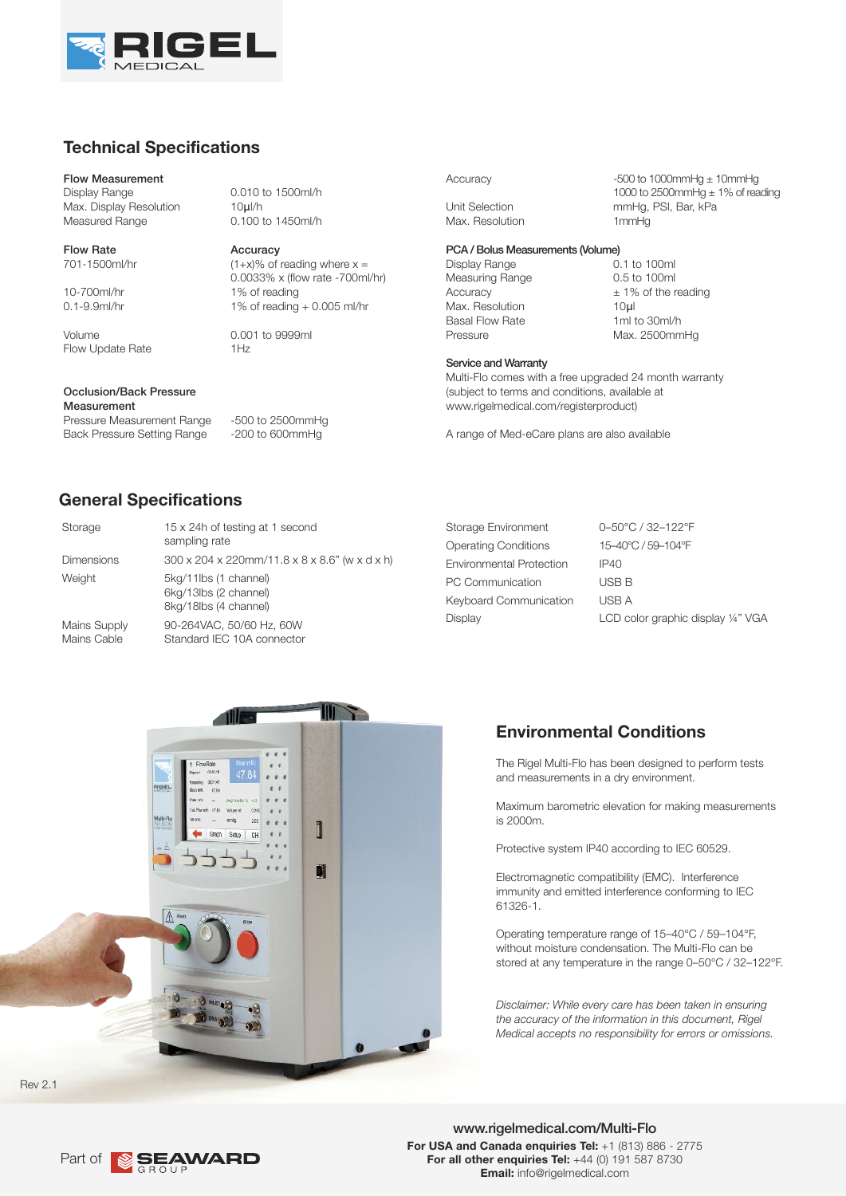## Technical Specifications

**Flow Measurement**

| | |
|---|---|
| Display Range | 0.010 to 1500ml/h |
| Max. Display Resolution | 10µl/h |
| Measured Range | 0.100 to 1450ml/h |

| **Flow Rate** | **Accuracy** |
|---|---|
| 701-1500ml/hr | (1+x)% of reading where x = 0.0033% x (flow rate -700ml/hr) |
| 10-700ml/hr | 1% of reading |
| 0.1-9.9ml/hr | 1% of reading + 0.005 ml/hr |

| | |
|---|---|
| Volume | 0.001 to 9999ml |
| Flow Update Rate | 1Hz |

**Occlusion/Back Pressure Measurement**

| | |
|---|---|
| Pressure Measurement Range | -500 to 2500mmHg |
| Back Pressure Setting Range | -200 to 600mmHg |
| Accuracy | -500 to 1000mmHg ± 10mmHg<br>1000 to 2500mmHg ± 1% of reading |
| Unit Selection | mmHg, PSI, Bar, kPa |
| Max. Resolution | 1mmHg |

**PCA / Bolus Measurements (Volume)**

| | |
|---|---|
| Display Range | 0.1 to 100ml |
| Measuring Range | 0.5 to 100ml |
| Accuracy | ± 1% of the reading |
| Max. Resolution | 10µl |
| Basal Flow Rate | 1ml to 30ml/h |
| Pressure | Max. 2500mmHg |

**Service and Warranty**

Multi-Flo comes with a free upgraded 24 month warranty (subject to terms and conditions, available at www.rigelmedical.com/registerproduct)

A range of Med-eCare plans are also available

## General Specifications

| | |
|---|---|
| Storage | 15 x 24h of testing at 1 second sampling rate |
| Dimensions | 300 x 204 x 220mm/11.8 x 8 x 8.6" (w x d x h) |
| Weight | 5kg/11lbs (1 channel)<br>6kg/13lbs (2 channel)<br>8kg/18lbs (4 channel) |
| Mains Supply | 90-264VAC, 50/60 Hz, 60W |
| Mains Cable | Standard IEC 10A connector |
| Storage Environment | 0–50°C / 32–122°F |
| Operating Conditions | 15–40°C / 59–104°F |
| Environmental Protection | IP40 |
| PC Communication | USB B |
| Keyboard Communication | USB A |
| Display | LCD color graphic display ¼" VGA |

## Environmental Conditions

The Rigel Multi-Flo has been designed to perform tests and measurements in a dry environment.

Maximum barometric elevation for making measurements is 2000m.

Protective system IP40 according to IEC 60529.

Electromagnetic compatibility (EMC). Interference immunity and emitted interference conforming to IEC 61326-1.

Operating temperature range of 15–40°C / 59–104°F, without moisture condensation. The Multi-Flo can be stored at any temperature in the range 0–50°C / 32–122°F.

*Disclaimer: While every care has been taken in ensuring the accuracy of the information in this document, Rigel Medical accepts no responsibility for errors or omissions.*

Rev 2.1

Part of SEAWARD GROUP

www.rigelmedical.com/Multi-Flo

**For USA and Canada enquiries Tel:** +1 (813) 886 - 2775
**For all other enquiries Tel:** +44 (0) 191 587 8730
**Email:** info@rigelmedical.com